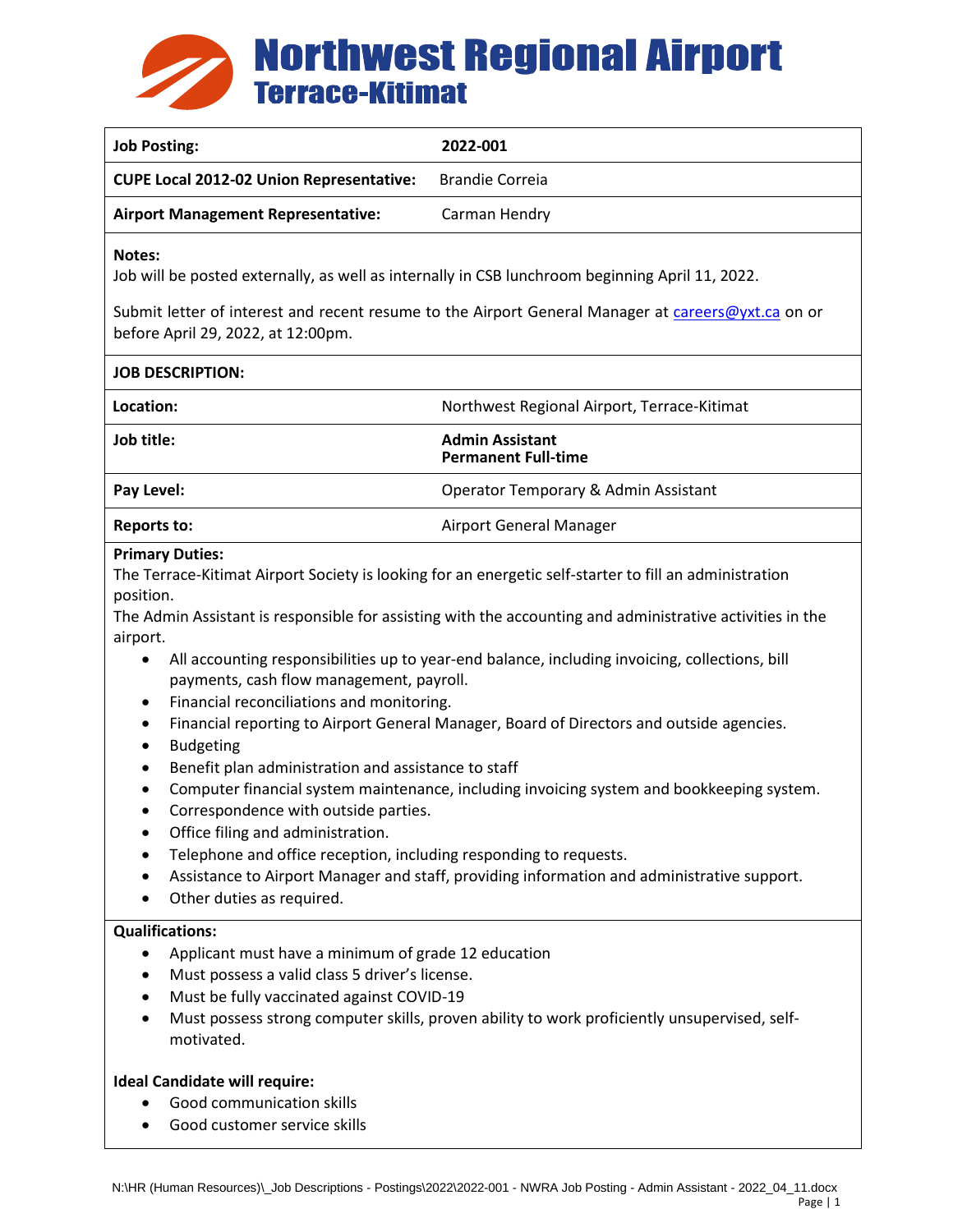# Northwest Regional Airport
## Terrace-Kitimat

| **Job Posting:** | **2022-001** |
|---|---|
| **CUPE Local 2012-02 Union Representative:** | Brandie Correia |
| **Airport Management Representative:** | Carman Hendry |

**Notes:**
Job will be posted externally, as well as internally in CSB lunchroom beginning April 11, 2022.

Submit letter of interest and recent resume to the Airport General Manager at careers@yxt.ca on or before April 29, 2022, at 12:00pm.

**JOB DESCRIPTION:**

| **Location:** | Northwest Regional Airport, Terrace-Kitimat |
|---|---|
| **Job title:** | **Admin Assistant Permanent Full-time** |
| **Pay Level:** | Operator Temporary & Admin Assistant |
| **Reports to:** | Airport General Manager |

**Primary Duties:**
The Terrace-Kitimat Airport Society is looking for an energetic self-starter to fill an administration position.
The Admin Assistant is responsible for assisting with the accounting and administrative activities in the airport.

- All accounting responsibilities up to year-end balance, including invoicing, collections, bill payments, cash flow management, payroll.
- Financial reconciliations and monitoring.
- Financial reporting to Airport General Manager, Board of Directors and outside agencies.
- Budgeting
- Benefit plan administration and assistance to staff
- Computer financial system maintenance, including invoicing system and bookkeeping system.
- Correspondence with outside parties.
- Office filing and administration.
- Telephone and office reception, including responding to requests.
- Assistance to Airport Manager and staff, providing information and administrative support.
- Other duties as required.

**Qualifications:**

- Applicant must have a minimum of grade 12 education
- Must possess a valid class 5 driver's license.
- Must be fully vaccinated against COVID-19
- Must possess strong computer skills, proven ability to work proficiently unsupervised, self-motivated.

**Ideal Candidate will require:**

- Good communication skills
- Good customer service skills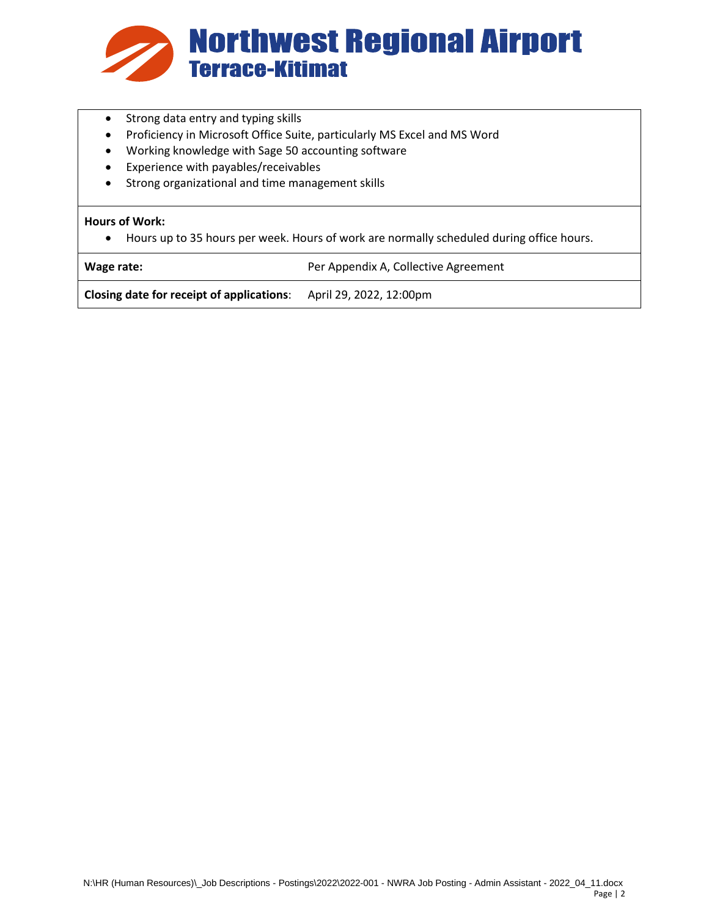- Strong data entry and typing skills
- Proficiency in Microsoft Office Suite, particularly MS Excel and MS Word
- Working knowledge with Sage 50 accounting software
- Experience with payables/receivables
- Strong organizational and time management skills

**Hours of Work:**

- Hours up to 35 hours per week. Hours of work are normally scheduled during office hours.

| | |
|---|---|
| **Wage rate:** | Per Appendix A, Collective Agreement |
| **Closing date for receipt of applications**: | April 29, 2022, 12:00pm |

N:\HR (Human Resources)\_Job Descriptions - Postings\2022\2022-001 - NWRA Job Posting - Admin Assistant - 2022_04_11.docx